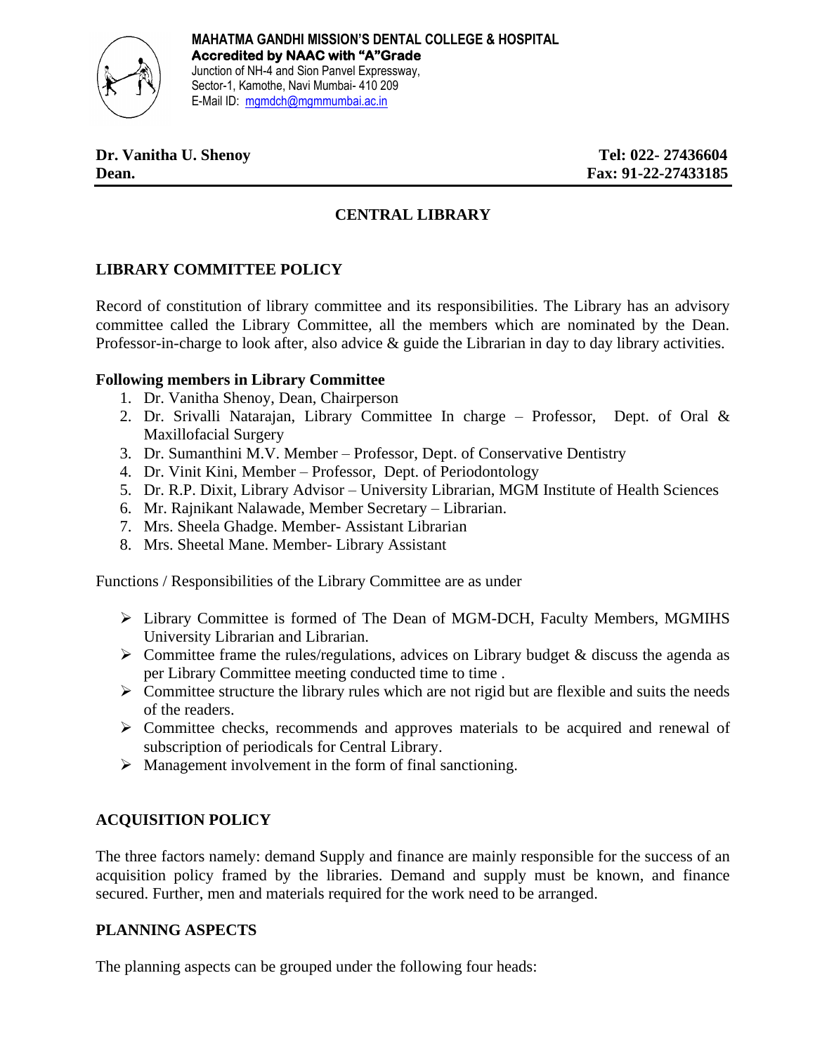**MAHATMA GANDHI MISSION'S DENTAL COLLEGE & HOSPITAL**
**Accredited by NAAC with "A"Grade**
Junction of NH-4 and Sion Panvel Expressway,
Sector-1, Kamothe, Navi Mumbai- 410 209
E-Mail ID: mgmdch@mgmmumbai.ac.in

**Dr. Vanitha U. Shenoy** **Tel: 022- 27436604**
**Dean.** **Fax: 91-22-27433185**

## CENTRAL LIBRARY

### LIBRARY COMMITTEE POLICY

Record of constitution of library committee and its responsibilities. The Library has an advisory committee called the Library Committee, all the members which are nominated by the Dean. Professor-in-charge to look after, also advice & guide the Librarian in day to day library activities.

**Following members in Library Committee**

1. Dr. Vanitha Shenoy, Dean, Chairperson
2. Dr. Srivalli Natarajan, Library Committee In charge – Professor, Dept. of Oral & Maxillofacial Surgery
3. Dr. Sumanthini M.V. Member – Professor, Dept. of Conservative Dentistry
4. Dr. Vinit Kini, Member – Professor, Dept. of Periodontology
5. Dr. R.P. Dixit, Library Advisor – University Librarian, MGM Institute of Health Sciences
6. Mr. Rajnikant Nalawade, Member Secretary – Librarian.
7. Mrs. Sheela Ghadge. Member- Assistant Librarian
8. Mrs. Sheetal Mane. Member- Library Assistant

Functions / Responsibilities of the Library Committee are as under

- Library Committee is formed of The Dean of MGM-DCH, Faculty Members, MGMIHS University Librarian and Librarian.
- Committee frame the rules/regulations, advices on Library budget & discuss the agenda as per Library Committee meeting conducted time to time .
- Committee structure the library rules which are not rigid but are flexible and suits the needs of the readers.
- Committee checks, recommends and approves materials to be acquired and renewal of subscription of periodicals for Central Library.
- Management involvement in the form of final sanctioning.

### ACQUISITION POLICY

The three factors namely: demand Supply and finance are mainly responsible for the success of an acquisition policy framed by the libraries. Demand and supply must be known, and finance secured. Further, men and materials required for the work need to be arranged.

### PLANNING ASPECTS

The planning aspects can be grouped under the following four heads: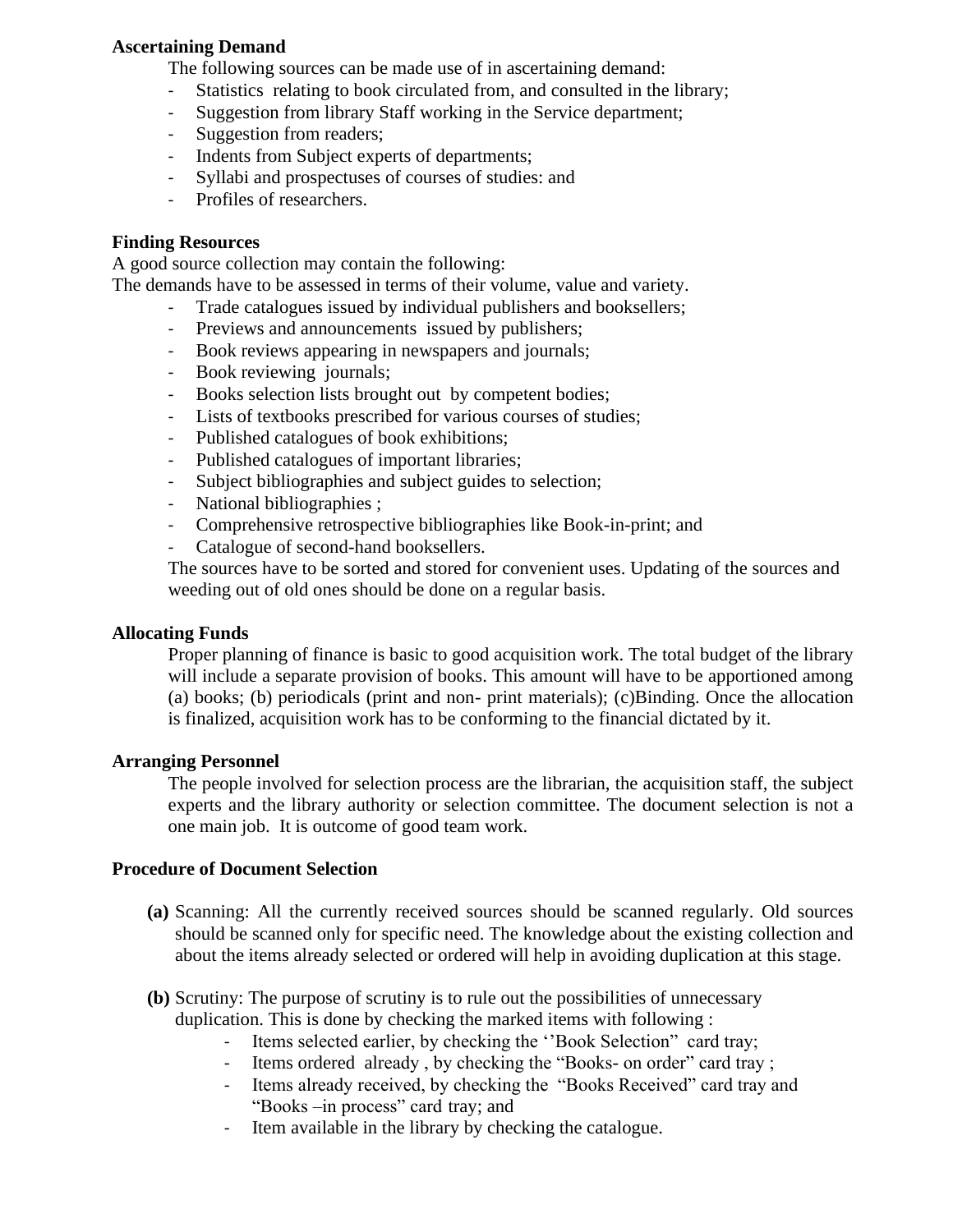**Ascertaining Demand**

The following sources can be made use of in ascertaining demand:

- Statistics relating to book circulated from, and consulted in the library;
- Suggestion from library Staff working in the Service department;
- Suggestion from readers;
- Indents from Subject experts of departments;
- Syllabi and prospectuses of courses of studies: and
- Profiles of researchers.

**Finding Resources**

A good source collection may contain the following:
The demands have to be assessed in terms of their volume, value and variety.

- Trade catalogues issued by individual publishers and booksellers;
- Previews and announcements issued by publishers;
- Book reviews appearing in newspapers and journals;
- Book reviewing journals;
- Books selection lists brought out by competent bodies;
- Lists of textbooks prescribed for various courses of studies;
- Published catalogues of book exhibitions;
- Published catalogues of important libraries;
- Subject bibliographies and subject guides to selection;
- National bibliographies ;
- Comprehensive retrospective bibliographies like Book-in-print; and
- Catalogue of second-hand booksellers.

The sources have to be sorted and stored for convenient uses. Updating of the sources and weeding out of old ones should be done on a regular basis.

**Allocating Funds**

Proper planning of finance is basic to good acquisition work. The total budget of the library will include a separate provision of books. This amount will have to be apportioned among (a) books; (b) periodicals (print and non- print materials); (c)Binding. Once the allocation is finalized, acquisition work has to be conforming to the financial dictated by it.

**Arranging Personnel**

The people involved for selection process are the librarian, the acquisition staff, the subject experts and the library authority or selection committee. The document selection is not a one main job. It is outcome of good team work.

**Procedure of Document Selection**

**(a)** Scanning: All the currently received sources should be scanned regularly. Old sources should be scanned only for specific need. The knowledge about the existing collection and about the items already selected or ordered will help in avoiding duplication at this stage.

**(b)** Scrutiny: The purpose of scrutiny is to rule out the possibilities of unnecessary duplication. This is done by checking the marked items with following :

- Items selected earlier, by checking the ''Book Selection" card tray;
- Items ordered already , by checking the "Books- on order" card tray ;
- Items already received, by checking the "Books Received" card tray and "Books –in process" card tray; and
- Item available in the library by checking the catalogue.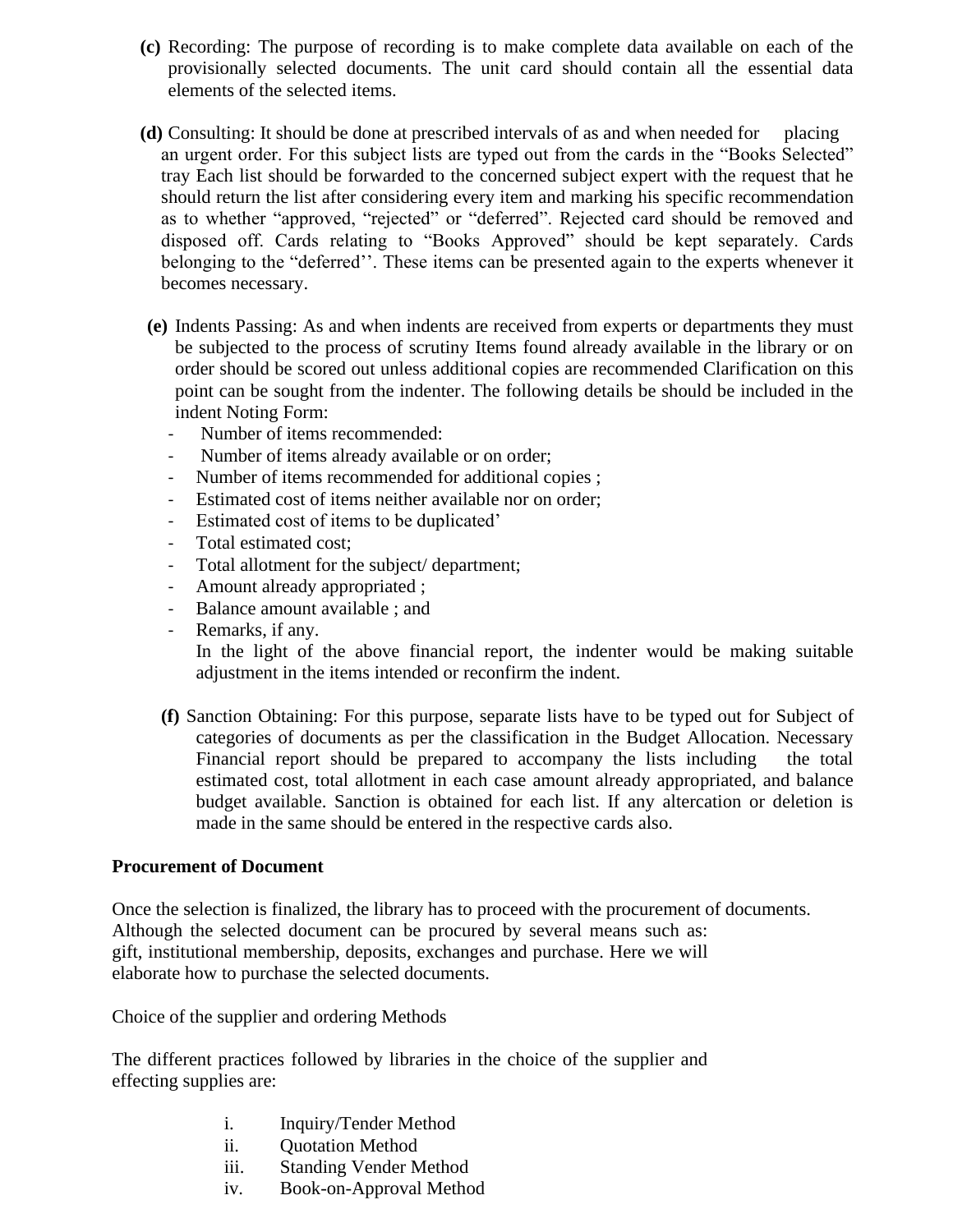**(c)** Recording: The purpose of recording is to make complete data available on each of the provisionally selected documents. The unit card should contain all the essential data elements of the selected items.

**(d)** Consulting: It should be done at prescribed intervals of as and when needed for placing an urgent order. For this subject lists are typed out from the cards in the "Books Selected" tray Each list should be forwarded to the concerned subject expert with the request that he should return the list after considering every item and marking his specific recommendation as to whether "approved, "rejected" or "deferred". Rejected card should be removed and disposed off. Cards relating to "Books Approved" should be kept separately. Cards belonging to the "deferred''. These items can be presented again to the experts whenever it becomes necessary.

**(e)** Indents Passing: As and when indents are received from experts or departments they must be subjected to the process of scrutiny Items found already available in the library or on order should be scored out unless additional copies are recommended Clarification on this point can be sought from the indenter. The following details be should be included in the indent Noting Form:

- Number of items recommended:
- Number of items already available or on order;
- Number of items recommended for additional copies ;
- Estimated cost of items neither available nor on order;
- Estimated cost of items to be duplicated'
- Total estimated cost;
- Total allotment for the subject/ department;
- Amount already appropriated ;
- Balance amount available ; and
- Remarks, if any.

In the light of the above financial report, the indenter would be making suitable adjustment in the items intended or reconfirm the indent.

**(f)** Sanction Obtaining: For this purpose, separate lists have to be typed out for Subject of categories of documents as per the classification in the Budget Allocation. Necessary Financial report should be prepared to accompany the lists including the total estimated cost, total allotment in each case amount already appropriated, and balance budget available. Sanction is obtained for each list. If any altercation or deletion is made in the same should be entered in the respective cards also.

**Procurement of Document**

Once the selection is finalized, the library has to proceed with the procurement of documents. Although the selected document can be procured by several means such as: gift, institutional membership, deposits, exchanges and purchase. Here we will elaborate how to purchase the selected documents.

Choice of the supplier and ordering Methods

The different practices followed by libraries in the choice of the supplier and effecting supplies are:

i. Inquiry/Tender Method
ii. Quotation Method
iii. Standing Vender Method
iv. Book-on-Approval Method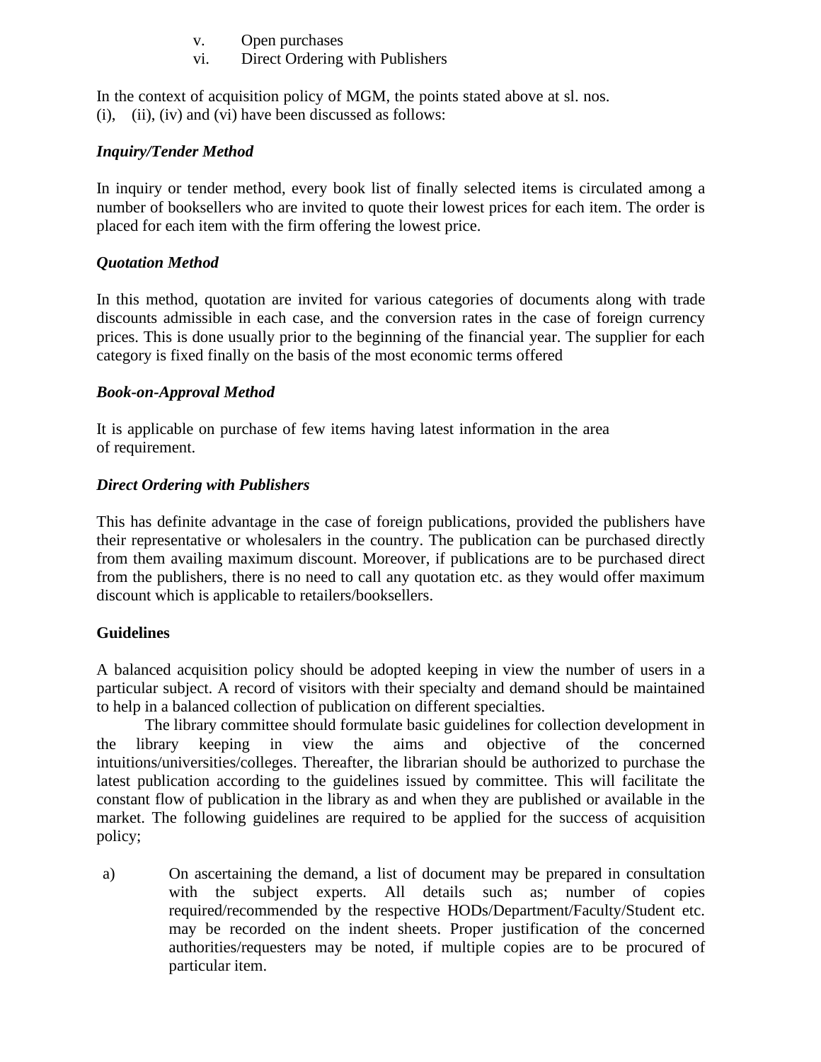v. Open purchases
vi. Direct Ordering with Publishers

In the context of acquisition policy of MGM, the points stated above at sl. nos. (i), (ii), (iv) and (vi) have been discussed as follows:

***Inquiry/Tender Method***

In inquiry or tender method, every book list of finally selected items is circulated among a number of booksellers who are invited to quote their lowest prices for each item. The order is placed for each item with the firm offering the lowest price.

***Quotation Method***

In this method, quotation are invited for various categories of documents along with trade discounts admissible in each case, and the conversion rates in the case of foreign currency prices. This is done usually prior to the beginning of the financial year. The supplier for each category is fixed finally on the basis of the most economic terms offered

***Book-on-Approval Method***

It is applicable on purchase of few items having latest information in the area of requirement.

***Direct Ordering with Publishers***

This has definite advantage in the case of foreign publications, provided the publishers have their representative or wholesalers in the country. The publication can be purchased directly from them availing maximum discount. Moreover, if publications are to be purchased direct from the publishers, there is no need to call any quotation etc. as they would offer maximum discount which is applicable to retailers/booksellers.

**Guidelines**

A balanced acquisition policy should be adopted keeping in view the number of users in a particular subject. A record of visitors with their specialty and demand should be maintained to help in a balanced collection of publication on different specialties.

The library committee should formulate basic guidelines for collection development in the library keeping in view the aims and objective of the concerned intuitions/universities/colleges. Thereafter, the librarian should be authorized to purchase the latest publication according to the guidelines issued by committee. This will facilitate the constant flow of publication in the library as and when they are published or available in the market. The following guidelines are required to be applied for the success of acquisition policy;

a) On ascertaining the demand, a list of document may be prepared in consultation with the subject experts. All details such as; number of copies required/recommended by the respective HODs/Department/Faculty/Student etc. may be recorded on the indent sheets. Proper justification of the concerned authorities/requesters may be noted, if multiple copies are to be procured of particular item.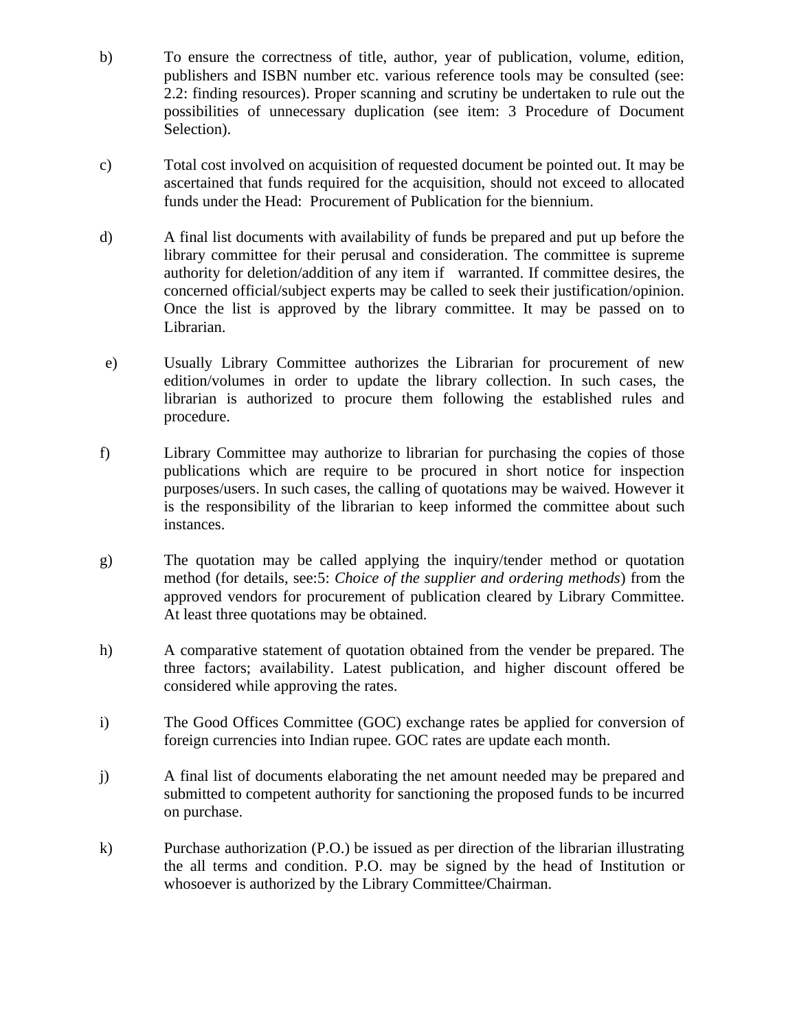b) To ensure the correctness of title, author, year of publication, volume, edition, publishers and ISBN number etc. various reference tools may be consulted (see: 2.2: finding resources). Proper scanning and scrutiny be undertaken to rule out the possibilities of unnecessary duplication (see item: 3 Procedure of Document Selection).

c) Total cost involved on acquisition of requested document be pointed out. It may be ascertained that funds required for the acquisition, should not exceed to allocated funds under the Head: Procurement of Publication for the biennium.

d) A final list documents with availability of funds be prepared and put up before the library committee for their perusal and consideration. The committee is supreme authority for deletion/addition of any item if warranted. If committee desires, the concerned official/subject experts may be called to seek their justification/opinion. Once the list is approved by the library committee. It may be passed on to Librarian.

e) Usually Library Committee authorizes the Librarian for procurement of new edition/volumes in order to update the library collection. In such cases, the librarian is authorized to procure them following the established rules and procedure.

f) Library Committee may authorize to librarian for purchasing the copies of those publications which are require to be procured in short notice for inspection purposes/users. In such cases, the calling of quotations may be waived. However it is the responsibility of the librarian to keep informed the committee about such instances.

g) The quotation may be called applying the inquiry/tender method or quotation method (for details, see:5: *Choice of the supplier and ordering methods*) from the approved vendors for procurement of publication cleared by Library Committee. At least three quotations may be obtained.

h) A comparative statement of quotation obtained from the vender be prepared. The three factors; availability. Latest publication, and higher discount offered be considered while approving the rates.

i) The Good Offices Committee (GOC) exchange rates be applied for conversion of foreign currencies into Indian rupee. GOC rates are update each month.

j) A final list of documents elaborating the net amount needed may be prepared and submitted to competent authority for sanctioning the proposed funds to be incurred on purchase.

k) Purchase authorization (P.O.) be issued as per direction of the librarian illustrating the all terms and condition. P.O. may be signed by the head of Institution or whosoever is authorized by the Library Committee/Chairman.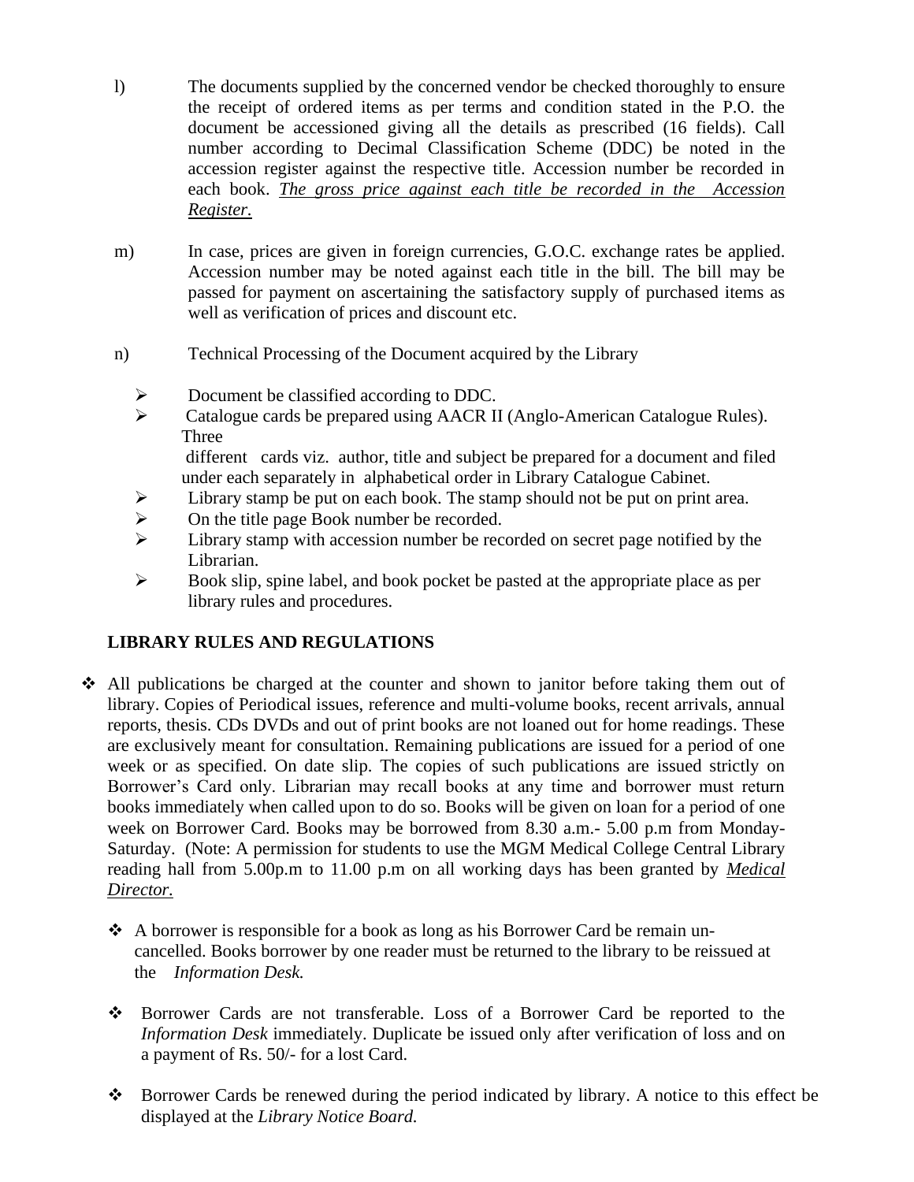l) The documents supplied by the concerned vendor be checked thoroughly to ensure the receipt of ordered items as per terms and condition stated in the P.O. the document be accessioned giving all the details as prescribed (16 fields). Call number according to Decimal Classification Scheme (DDC) be noted in the accession register against the respective title. Accession number be recorded in each book. *The gross price against each title be recorded in the Accession Register.*

m) In case, prices are given in foreign currencies, G.O.C. exchange rates be applied. Accession number may be noted against each title in the bill. The bill may be passed for payment on ascertaining the satisfactory supply of purchased items as well as verification of prices and discount etc.

n) Technical Processing of the Document acquired by the Library

- Document be classified according to DDC.
- Catalogue cards be prepared using AACR II (Anglo-American Catalogue Rules). Three different cards viz. author, title and subject be prepared for a document and filed under each separately in alphabetical order in Library Catalogue Cabinet.
- Library stamp be put on each book. The stamp should not be put on print area.
- On the title page Book number be recorded.
- Library stamp with accession number be recorded on secret page notified by the Librarian.
- Book slip, spine label, and book pocket be pasted at the appropriate place as per library rules and procedures.

## LIBRARY RULES AND REGULATIONS

- All publications be charged at the counter and shown to janitor before taking them out of library. Copies of Periodical issues, reference and multi-volume books, recent arrivals, annual reports, thesis. CDs DVDs and out of print books are not loaned out for home readings. These are exclusively meant for consultation. Remaining publications are issued for a period of one week or as specified. On date slip. The copies of such publications are issued strictly on Borrower's Card only. Librarian may recall books at any time and borrower must return books immediately when called upon to do so. Books will be given on loan for a period of one week on Borrower Card. Books may be borrowed from 8.30 a.m.- 5.00 p.m from Monday-Saturday. (Note: A permission for students to use the MGM Medical College Central Library reading hall from 5.00p.m to 11.00 p.m on all working days has been granted by *Medical Director.*

  - A borrower is responsible for a book as long as his Borrower Card be remain un-cancelled. Books borrower by one reader must be returned to the library to be reissued at the *Information Desk.*

  - Borrower Cards are not transferable. Loss of a Borrower Card be reported to the *Information Desk* immediately. Duplicate be issued only after verification of loss and on a payment of Rs. 50/- for a lost Card.

  - Borrower Cards be renewed during the period indicated by library. A notice to this effect be displayed at the *Library Notice Board.*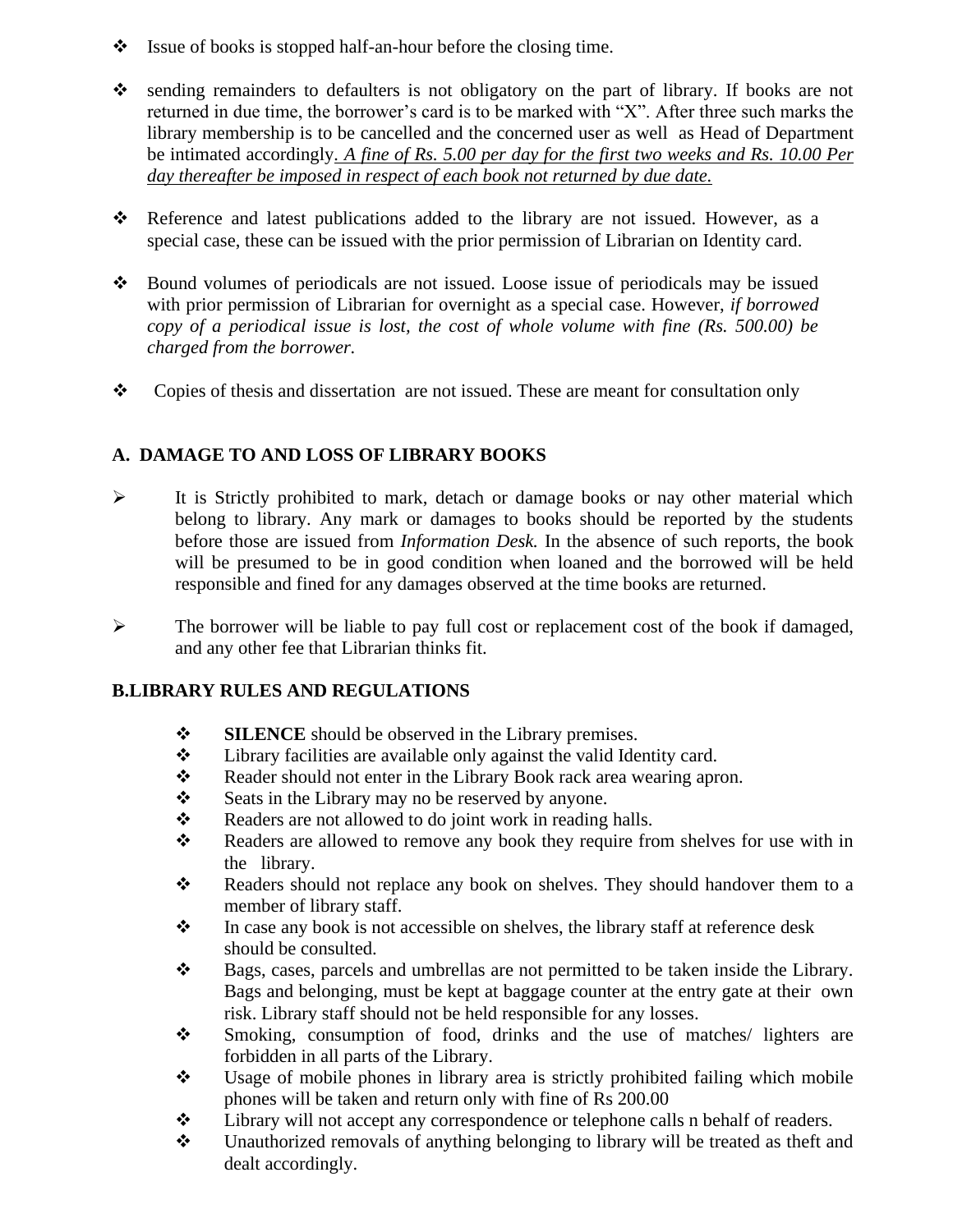- Issue of books is stopped half-an-hour before the closing time.

- sending remainders to defaulters is not obligatory on the part of library. If books are not returned in due time, the borrower's card is to be marked with "X". After three such marks the library membership is to be cancelled and the concerned user as well as Head of Department be intimated accordingly*. A fine of Rs. 5.00 per day for the first two weeks and Rs. 10.00 Per day thereafter be imposed in respect of each book not returned by due date.*

- Reference and latest publications added to the library are not issued. However, as a special case, these can be issued with the prior permission of Librarian on Identity card.

- Bound volumes of periodicals are not issued. Loose issue of periodicals may be issued with prior permission of Librarian for overnight as a special case. However, *if borrowed copy of a periodical issue is lost, the cost of whole volume with fine (Rs. 500.00) be charged from the borrower.*

- Copies of thesis and dissertation are not issued. These are meant for consultation only

## A. DAMAGE TO AND LOSS OF LIBRARY BOOKS

- It is Strictly prohibited to mark, detach or damage books or nay other material which belong to library. Any mark or damages to books should be reported by the students before those are issued from *Information Desk.* In the absence of such reports, the book will be presumed to be in good condition when loaned and the borrowed will be held responsible and fined for any damages observed at the time books are returned.

- The borrower will be liable to pay full cost or replacement cost of the book if damaged, and any other fee that Librarian thinks fit.

## B.LIBRARY RULES AND REGULATIONS

- **SILENCE** should be observed in the Library premises.
- Library facilities are available only against the valid Identity card.
- Reader should not enter in the Library Book rack area wearing apron.
- Seats in the Library may no be reserved by anyone.
- Readers are not allowed to do joint work in reading halls.
- Readers are allowed to remove any book they require from shelves for use with in the library.
- Readers should not replace any book on shelves. They should handover them to a member of library staff.
- In case any book is not accessible on shelves, the library staff at reference desk should be consulted.
- Bags, cases, parcels and umbrellas are not permitted to be taken inside the Library. Bags and belonging, must be kept at baggage counter at the entry gate at their own risk. Library staff should not be held responsible for any losses.
- Smoking, consumption of food, drinks and the use of matches/ lighters are forbidden in all parts of the Library.
- Usage of mobile phones in library area is strictly prohibited failing which mobile phones will be taken and return only with fine of Rs 200.00
- Library will not accept any correspondence or telephone calls n behalf of readers.
- Unauthorized removals of anything belonging to library will be treated as theft and dealt accordingly.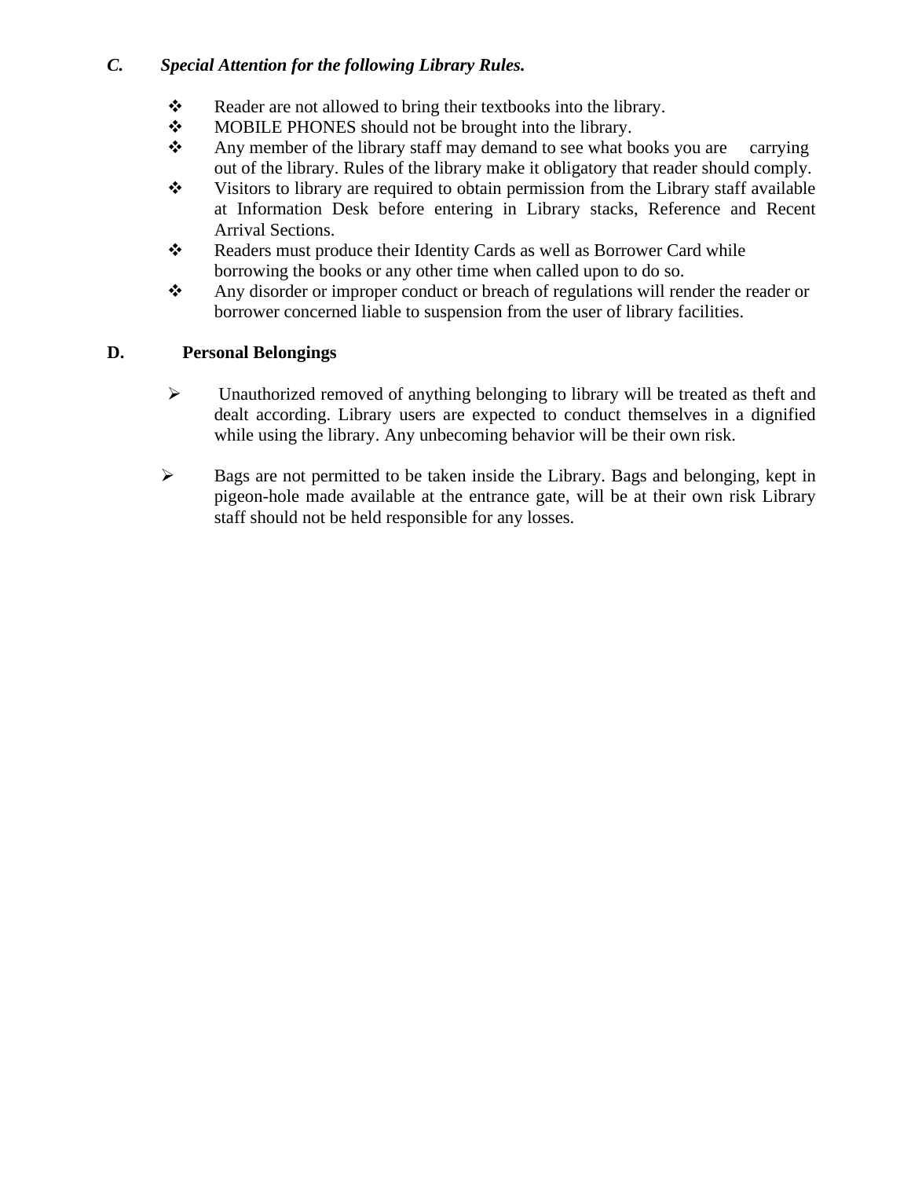### *C. Special Attention for the following Library Rules.*

- Reader are not allowed to bring their textbooks into the library.
- MOBILE PHONES should not be brought into the library.
- Any member of the library staff may demand to see what books you are carrying out of the library. Rules of the library make it obligatory that reader should comply.
- Visitors to library are required to obtain permission from the Library staff available at Information Desk before entering in Library stacks, Reference and Recent Arrival Sections.
- Readers must produce their Identity Cards as well as Borrower Card while borrowing the books or any other time when called upon to do so.
- Any disorder or improper conduct or breach of regulations will render the reader or borrower concerned liable to suspension from the user of library facilities.

### D. Personal Belongings

- Unauthorized removed of anything belonging to library will be treated as theft and dealt according. Library users are expected to conduct themselves in a dignified while using the library. Any unbecoming behavior will be their own risk.

- Bags are not permitted to be taken inside the Library. Bags and belonging, kept in pigeon-hole made available at the entrance gate, will be at their own risk Library staff should not be held responsible for any losses.